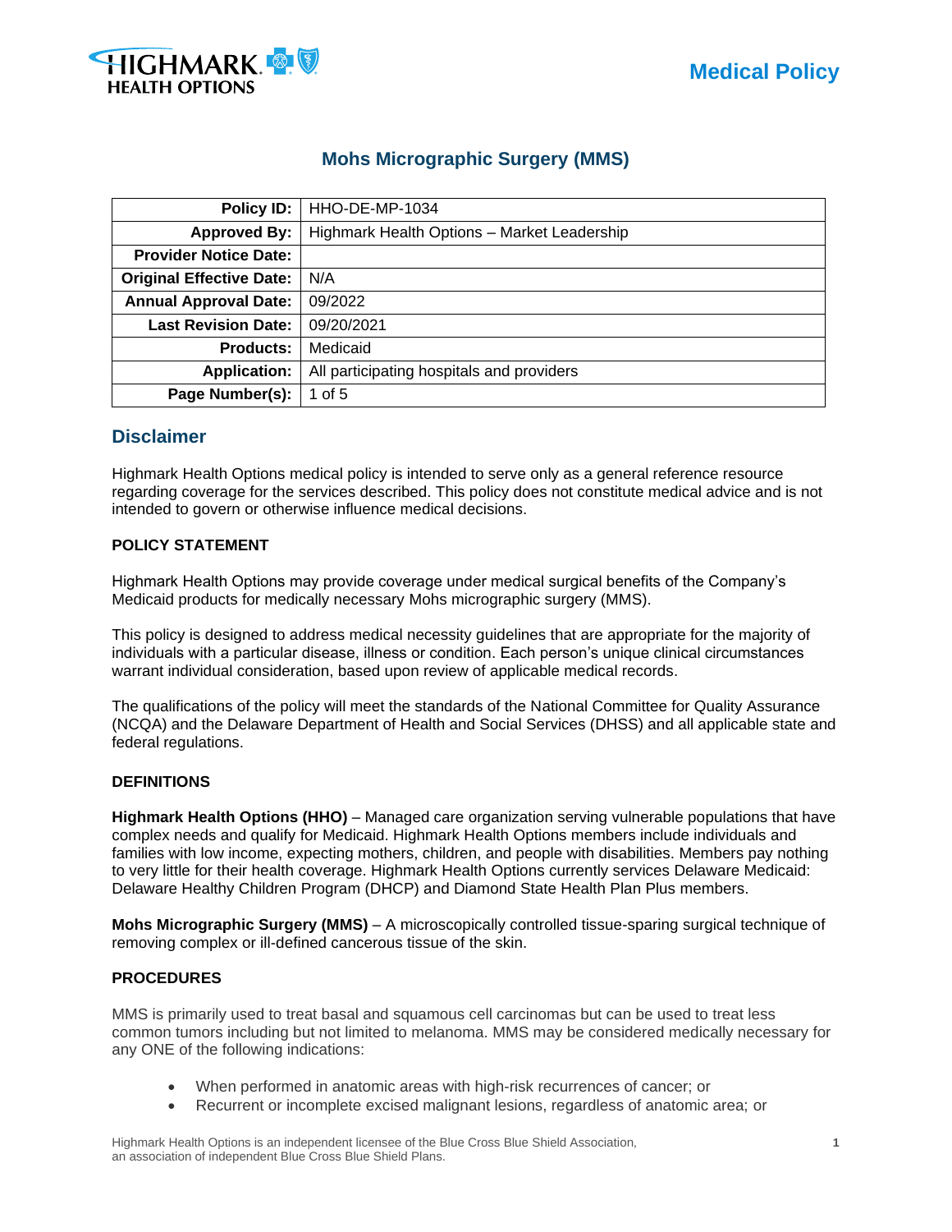Medical Policy

# Mohs Micrographic Surgery (MMS)

| | |
|---|---|
| **Policy ID:** | HHO-DE-MP-1034 |
| **Approved By:** | Highmark Health Options – Market Leadership |
| **Provider Notice Date:** | |
| **Original Effective Date:** | N/A |
| **Annual Approval Date:** | 09/2022 |
| **Last Revision Date:** | 09/20/2021 |
| **Products:** | Medicaid |
| **Application:** | All participating hospitals and providers |
| **Page Number(s):** | 1 of 5 |

## Disclaimer

Highmark Health Options medical policy is intended to serve only as a general reference resource regarding coverage for the services described. This policy does not constitute medical advice and is not intended to govern or otherwise influence medical decisions.

### POLICY STATEMENT

Highmark Health Options may provide coverage under medical surgical benefits of the Company's Medicaid products for medically necessary Mohs micrographic surgery (MMS).

This policy is designed to address medical necessity guidelines that are appropriate for the majority of individuals with a particular disease, illness or condition. Each person's unique clinical circumstances warrant individual consideration, based upon review of applicable medical records.

The qualifications of the policy will meet the standards of the National Committee for Quality Assurance (NCQA) and the Delaware Department of Health and Social Services (DHSS) and all applicable state and federal regulations.

### DEFINITIONS

**Highmark Health Options (HHO)** – Managed care organization serving vulnerable populations that have complex needs and qualify for Medicaid. Highmark Health Options members include individuals and families with low income, expecting mothers, children, and people with disabilities. Members pay nothing to very little for their health coverage. Highmark Health Options currently services Delaware Medicaid: Delaware Healthy Children Program (DHCP) and Diamond State Health Plan Plus members.

**Mohs Micrographic Surgery (MMS)** – A microscopically controlled tissue-sparing surgical technique of removing complex or ill-defined cancerous tissue of the skin.

### PROCEDURES

MMS is primarily used to treat basal and squamous cell carcinomas but can be used to treat less common tumors including but not limited to melanoma. MMS may be considered medically necessary for any ONE of the following indications:

- When performed in anatomic areas with high-risk recurrences of cancer; or
- Recurrent or incomplete excised malignant lesions, regardless of anatomic area; or

Highmark Health Options is an independent licensee of the Blue Cross Blue Shield Association, an association of independent Blue Cross Blue Shield Plans.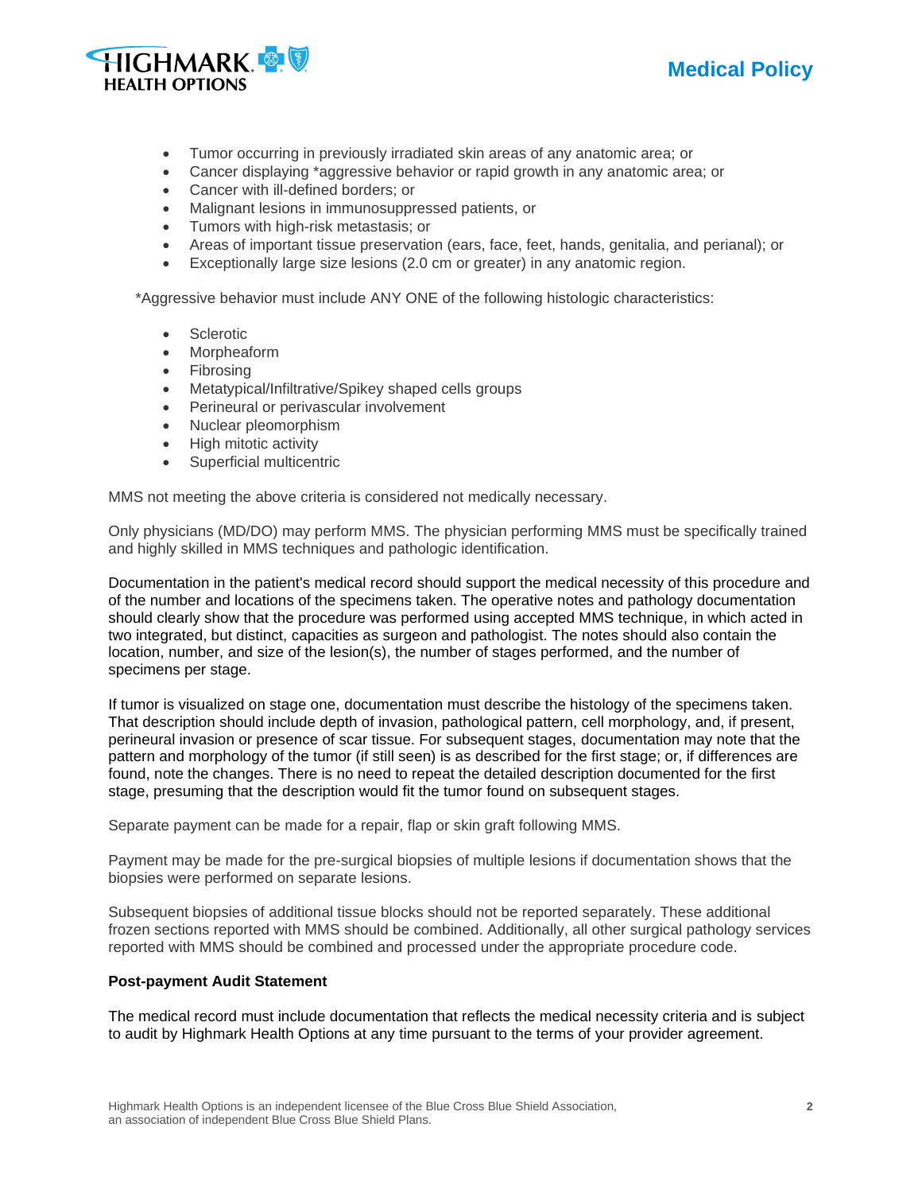- Tumor occurring in previously irradiated skin areas of any anatomic area; or
- Cancer displaying *aggressive behavior or rapid growth in any anatomic area; or
- Cancer with ill-defined borders; or
- Malignant lesions in immunosuppressed patients, or
- Tumors with high-risk metastasis; or
- Areas of important tissue preservation (ears, face, feet, hands, genitalia, and perianal); or
- Exceptionally large size lesions (2.0 cm or greater) in any anatomic region.

*Aggressive behavior must include ANY ONE of the following histologic characteristics:

- Sclerotic
- Morpheaform
- Fibrosing
- Metatypical/Infiltrative/Spikey shaped cells groups
- Perineural or perivascular involvement
- Nuclear pleomorphism
- High mitotic activity
- Superficial multicentric

MMS not meeting the above criteria is considered not medically necessary.

Only physicians (MD/DO) may perform MMS. The physician performing MMS must be specifically trained and highly skilled in MMS techniques and pathologic identification.

Documentation in the patient's medical record should support the medical necessity of this procedure and of the number and locations of the specimens taken. The operative notes and pathology documentation should clearly show that the procedure was performed using accepted MMS technique, in which acted in two integrated, but distinct, capacities as surgeon and pathologist. The notes should also contain the location, number, and size of the lesion(s), the number of stages performed, and the number of specimens per stage.

If tumor is visualized on stage one, documentation must describe the histology of the specimens taken. That description should include depth of invasion, pathological pattern, cell morphology, and, if present, perineural invasion or presence of scar tissue. For subsequent stages, documentation may note that the pattern and morphology of the tumor (if still seen) is as described for the first stage; or, if differences are found, note the changes. There is no need to repeat the detailed description documented for the first stage, presuming that the description would fit the tumor found on subsequent stages.

Separate payment can be made for a repair, flap or skin graft following MMS.

Payment may be made for the pre-surgical biopsies of multiple lesions if documentation shows that the biopsies were performed on separate lesions.

Subsequent biopsies of additional tissue blocks should not be reported separately. These additional frozen sections reported with MMS should be combined. Additionally, all other surgical pathology services reported with MMS should be combined and processed under the appropriate procedure code.

**Post-payment Audit Statement**

The medical record must include documentation that reflects the medical necessity criteria and is subject to audit by Highmark Health Options at any time pursuant to the terms of your provider agreement.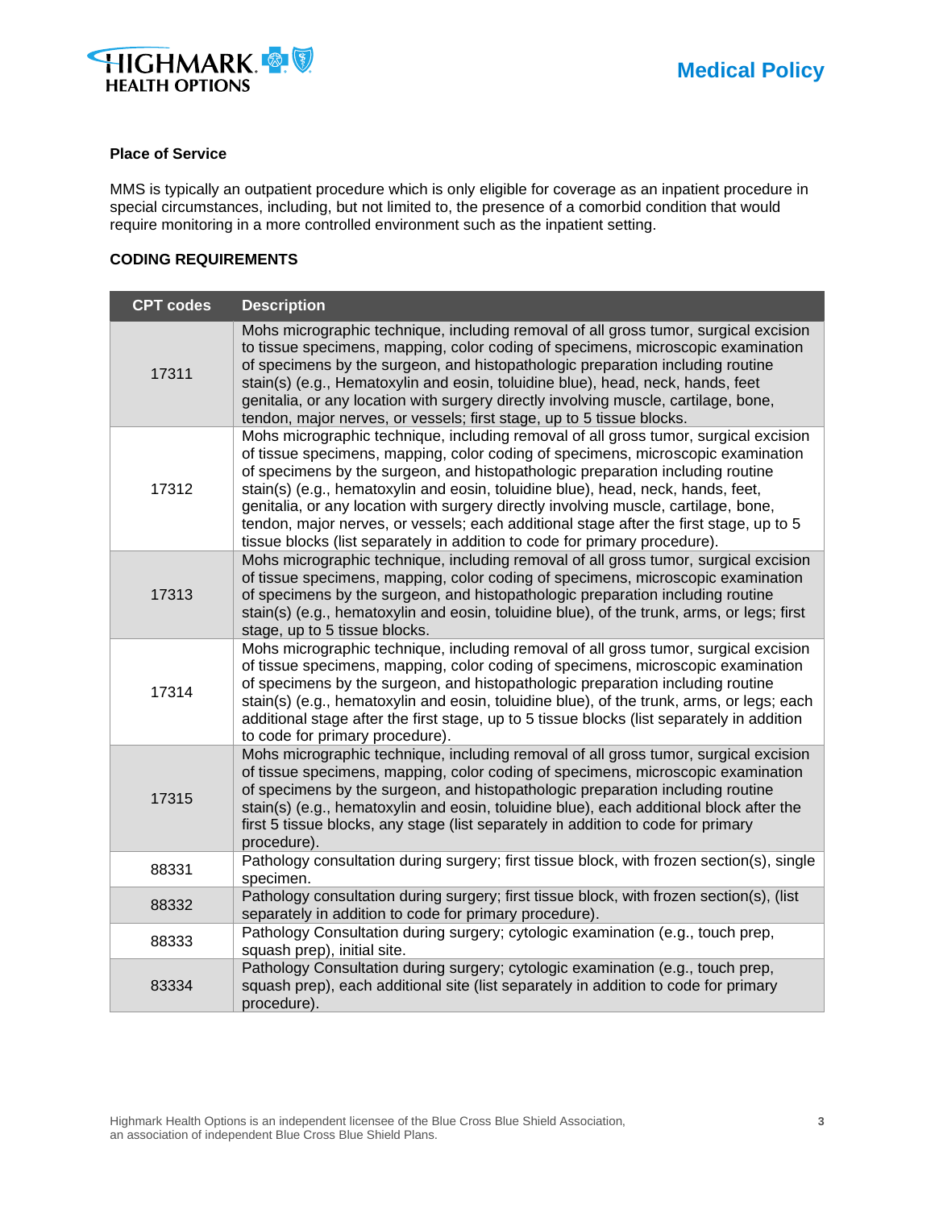**Place of Service**

MMS is typically an outpatient procedure which is only eligible for coverage as an inpatient procedure in special circumstances, including, but not limited to, the presence of a comorbid condition that would require monitoring in a more controlled environment such as the inpatient setting.

**CODING REQUIREMENTS**

| CPT codes | Description |
|---|---|
| 17311 | Mohs micrographic technique, including removal of all gross tumor, surgical excision to tissue specimens, mapping, color coding of specimens, microscopic examination of specimens by the surgeon, and histopathologic preparation including routine stain(s) (e.g., Hematoxylin and eosin, toluidine blue), head, neck, hands, feet genitalia, or any location with surgery directly involving muscle, cartilage, bone, tendon, major nerves, or vessels; first stage, up to 5 tissue blocks. |
| 17312 | Mohs micrographic technique, including removal of all gross tumor, surgical excision of tissue specimens, mapping, color coding of specimens, microscopic examination of specimens by the surgeon, and histopathologic preparation including routine stain(s) (e.g., hematoxylin and eosin, toluidine blue), head, neck, hands, feet, genitalia, or any location with surgery directly involving muscle, cartilage, bone, tendon, major nerves, or vessels; each additional stage after the first stage, up to 5 tissue blocks (list separately in addition to code for primary procedure). |
| 17313 | Mohs micrographic technique, including removal of all gross tumor, surgical excision of tissue specimens, mapping, color coding of specimens, microscopic examination of specimens by the surgeon, and histopathologic preparation including routine stain(s) (e.g., hematoxylin and eosin, toluidine blue), of the trunk, arms, or legs; first stage, up to 5 tissue blocks. |
| 17314 | Mohs micrographic technique, including removal of all gross tumor, surgical excision of tissue specimens, mapping, color coding of specimens, microscopic examination of specimens by the surgeon, and histopathologic preparation including routine stain(s) (e.g., hematoxylin and eosin, toluidine blue), of the trunk, arms, or legs; each additional stage after the first stage, up to 5 tissue blocks (list separately in addition to code for primary procedure). |
| 17315 | Mohs micrographic technique, including removal of all gross tumor, surgical excision of tissue specimens, mapping, color coding of specimens, microscopic examination of specimens by the surgeon, and histopathologic preparation including routine stain(s) (e.g., hematoxylin and eosin, toluidine blue), each additional block after the first 5 tissue blocks, any stage (list separately in addition to code for primary procedure). |
| 88331 | Pathology consultation during surgery; first tissue block, with frozen section(s), single specimen. |
| 88332 | Pathology consultation during surgery; first tissue block, with frozen section(s), (list separately in addition to code for primary procedure). |
| 88333 | Pathology Consultation during surgery; cytologic examination (e.g., touch prep, squash prep), initial site. |
| 83334 | Pathology Consultation during surgery; cytologic examination (e.g., touch prep, squash prep), each additional site (list separately in addition to code for primary procedure). |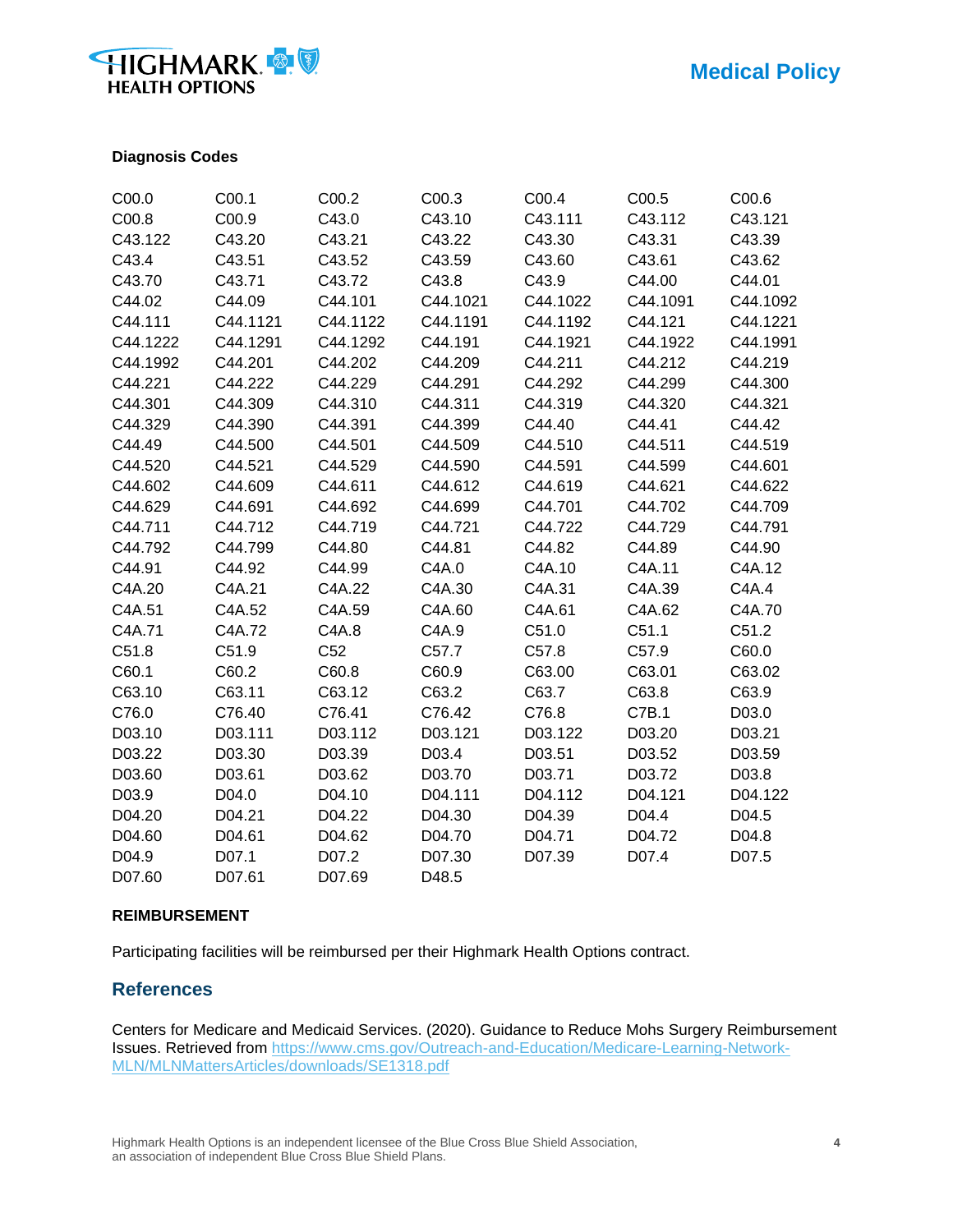**Diagnosis Codes**

| | | | | | | |
|---|---|---|---|---|---|---|
| C00.0 | C00.1 | C00.2 | C00.3 | C00.4 | C00.5 | C00.6 |
| C00.8 | C00.9 | C43.0 | C43.10 | C43.111 | C43.112 | C43.121 |
| C43.122 | C43.20 | C43.21 | C43.22 | C43.30 | C43.31 | C43.39 |
| C43.4 | C43.51 | C43.52 | C43.59 | C43.60 | C43.61 | C43.62 |
| C43.70 | C43.71 | C43.72 | C43.8 | C43.9 | C44.00 | C44.01 |
| C44.02 | C44.09 | C44.101 | C44.1021 | C44.1022 | C44.1091 | C44.1092 |
| C44.111 | C44.1121 | C44.1122 | C44.1191 | C44.1192 | C44.121 | C44.1221 |
| C44.1222 | C44.1291 | C44.1292 | C44.191 | C44.1921 | C44.1922 | C44.1991 |
| C44.1992 | C44.201 | C44.202 | C44.209 | C44.211 | C44.212 | C44.219 |
| C44.221 | C44.222 | C44.229 | C44.291 | C44.292 | C44.299 | C44.300 |
| C44.301 | C44.309 | C44.310 | C44.311 | C44.319 | C44.320 | C44.321 |
| C44.329 | C44.390 | C44.391 | C44.399 | C44.40 | C44.41 | C44.42 |
| C44.49 | C44.500 | C44.501 | C44.509 | C44.510 | C44.511 | C44.519 |
| C44.520 | C44.521 | C44.529 | C44.590 | C44.591 | C44.599 | C44.601 |
| C44.602 | C44.609 | C44.611 | C44.612 | C44.619 | C44.621 | C44.622 |
| C44.629 | C44.691 | C44.692 | C44.699 | C44.701 | C44.702 | C44.709 |
| C44.711 | C44.712 | C44.719 | C44.721 | C44.722 | C44.729 | C44.791 |
| C44.792 | C44.799 | C44.80 | C44.81 | C44.82 | C44.89 | C44.90 |
| C44.91 | C44.92 | C44.99 | C4A.0 | C4A.10 | C4A.11 | C4A.12 |
| C4A.20 | C4A.21 | C4A.22 | C4A.30 | C4A.31 | C4A.39 | C4A.4 |
| C4A.51 | C4A.52 | C4A.59 | C4A.60 | C4A.61 | C4A.62 | C4A.70 |
| C4A.71 | C4A.72 | C4A.8 | C4A.9 | C51.0 | C51.1 | C51.2 |
| C51.8 | C51.9 | C52 | C57.7 | C57.8 | C57.9 | C60.0 |
| C60.1 | C60.2 | C60.8 | C60.9 | C63.00 | C63.01 | C63.02 |
| C63.10 | C63.11 | C63.12 | C63.2 | C63.7 | C63.8 | C63.9 |
| C76.0 | C76.40 | C76.41 | C76.42 | C76.8 | C7B.1 | D03.0 |
| D03.10 | D03.111 | D03.112 | D03.121 | D03.122 | D03.20 | D03.21 |
| D03.22 | D03.30 | D03.39 | D03.4 | D03.51 | D03.52 | D03.59 |
| D03.60 | D03.61 | D03.62 | D03.70 | D03.71 | D03.72 | D03.8 |
| D03.9 | D04.0 | D04.10 | D04.111 | D04.112 | D04.121 | D04.122 |
| D04.20 | D04.21 | D04.22 | D04.30 | D04.39 | D04.4 | D04.5 |
| D04.60 | D04.61 | D04.62 | D04.70 | D04.71 | D04.72 | D04.8 |
| D04.9 | D07.1 | D07.2 | D07.30 | D07.39 | D07.4 | D07.5 |
| D07.60 | D07.61 | D07.69 | D48.5 | | | |

**REIMBURSEMENT**

Participating facilities will be reimbursed per their Highmark Health Options contract.

## References

Centers for Medicare and Medicaid Services. (2020). Guidance to Reduce Mohs Surgery Reimbursement Issues. Retrieved from https://www.cms.gov/Outreach-and-Education/Medicare-Learning-Network-MLN/MLNMattersArticles/downloads/SE1318.pdf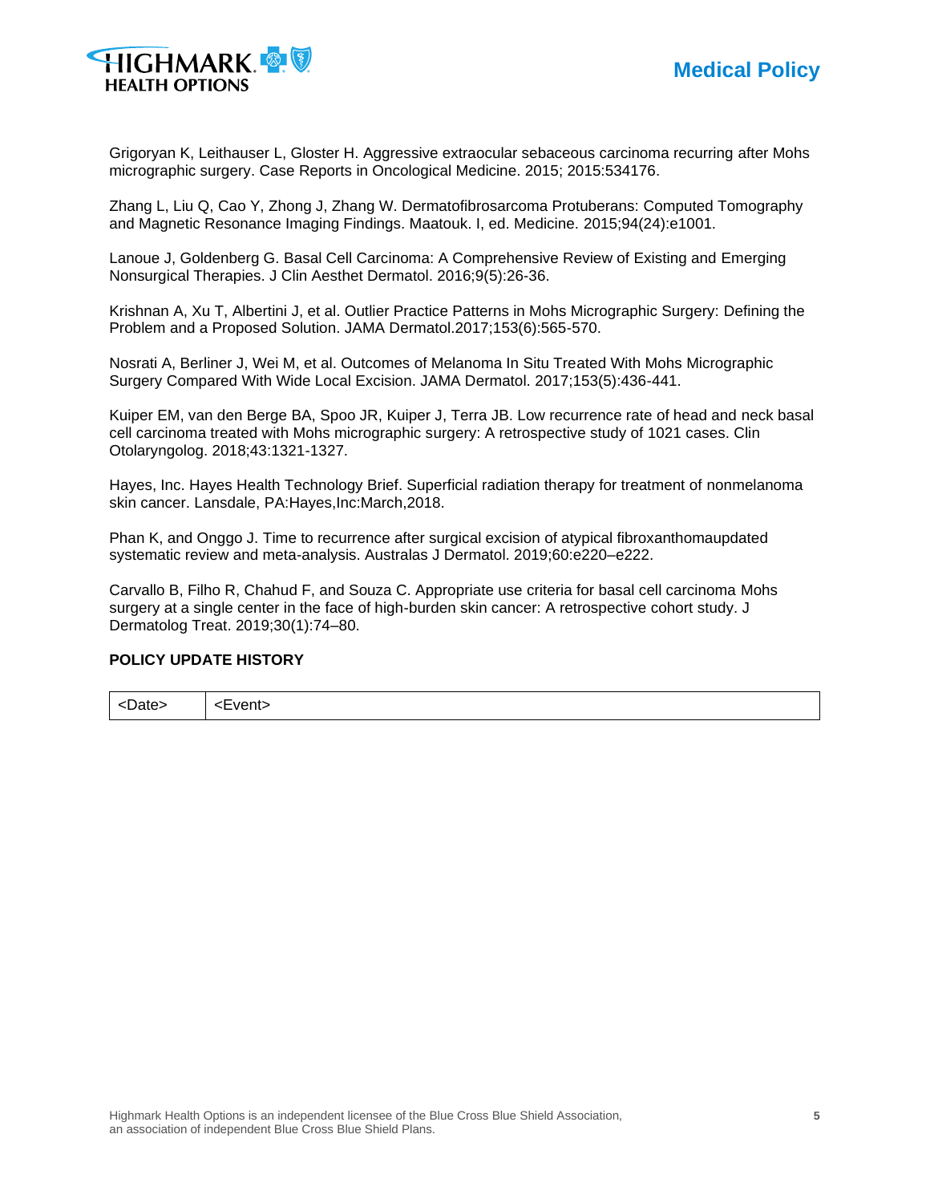Grigoryan K, Leithauser L, Gloster H. Aggressive extraocular sebaceous carcinoma recurring after Mohs micrographic surgery. Case Reports in Oncological Medicine. 2015; 2015:534176.

Zhang L, Liu Q, Cao Y, Zhong J, Zhang W. Dermatofibrosarcoma Protuberans: Computed Tomography and Magnetic Resonance Imaging Findings. Maatouk. I, ed. Medicine. 2015;94(24):e1001.

Lanoue J, Goldenberg G. Basal Cell Carcinoma: A Comprehensive Review of Existing and Emerging Nonsurgical Therapies. J Clin Aesthet Dermatol. 2016;9(5):26-36.

Krishnan A, Xu T, Albertini J, et al. Outlier Practice Patterns in Mohs Micrographic Surgery: Defining the Problem and a Proposed Solution. JAMA Dermatol.2017;153(6):565-570.

Nosrati A, Berliner J, Wei M, et al. Outcomes of Melanoma In Situ Treated With Mohs Micrographic Surgery Compared With Wide Local Excision. JAMA Dermatol. 2017;153(5):436-441.

Kuiper EM, van den Berge BA, Spoo JR, Kuiper J, Terra JB. Low recurrence rate of head and neck basal cell carcinoma treated with Mohs micrographic surgery: A retrospective study of 1021 cases. Clin Otolaryngolog. 2018;43:1321-1327.

Hayes, Inc. Hayes Health Technology Brief. Superficial radiation therapy for treatment of nonmelanoma skin cancer. Lansdale, PA:Hayes,Inc:March,2018.

Phan K, and Onggo J. Time to recurrence after surgical excision of atypical fibroxanthomaupdated systematic review and meta-analysis. Australas J Dermatol. 2019;60:e220–e222.

Carvallo B, Filho R, Chahud F, and Souza C. Appropriate use criteria for basal cell carcinoma Mohs surgery at a single center in the face of high-burden skin cancer: A retrospective cohort study. J Dermatolog Treat. 2019;30(1):74–80.

**POLICY UPDATE HISTORY**

| | |
|---|---|
| <Date> | <Event> |